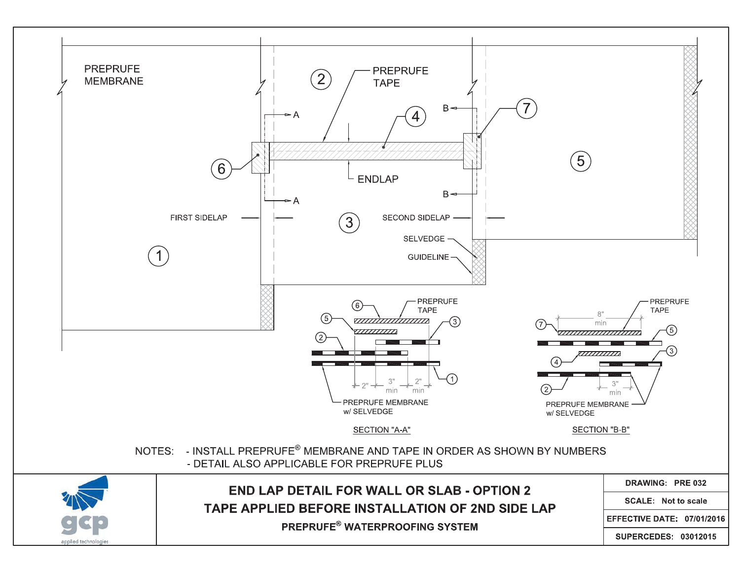PREPRUFE MEMBRANE

PREPRUFE TAPE

ENDLAP

FIRST SIDELAP

SECOND SIDELAP

SELVEDGE

GUIDELINE

A — A

B — B

1 2 3 4 5 6 7

SECTION "A-A"

PREPRUFE TAPE

2" — 3" min — 2" min

PREPRUFE MEMBRANE w/ SELVEDGE

SECTION "B-B"

PREPRUFE TAPE

8" min

3" min

PREPRUFE MEMBRANE w/ SELVEDGE

NOTES:

- INSTALL PREPRUFE® MEMBRANE AND TAPE IN ORDER AS SHOWN BY NUMBERS
- DETAIL ALSO APPLICABLE FOR PREPRUFE PLUS

gcp applied technologies

# END LAP DETAIL FOR WALL OR SLAB - OPTION 2

## TAPE APPLIED BEFORE INSTALLATION OF 2ND SIDE LAP

### PREPRUFE® WATERPROOFING SYSTEM

| | |
|---|---|
| DRAWING: | PRE 032 |
| SCALE: | Not to scale |
| EFFECTIVE DATE: | 07/01/2016 |
| SUPERCEDES: | 03012015 |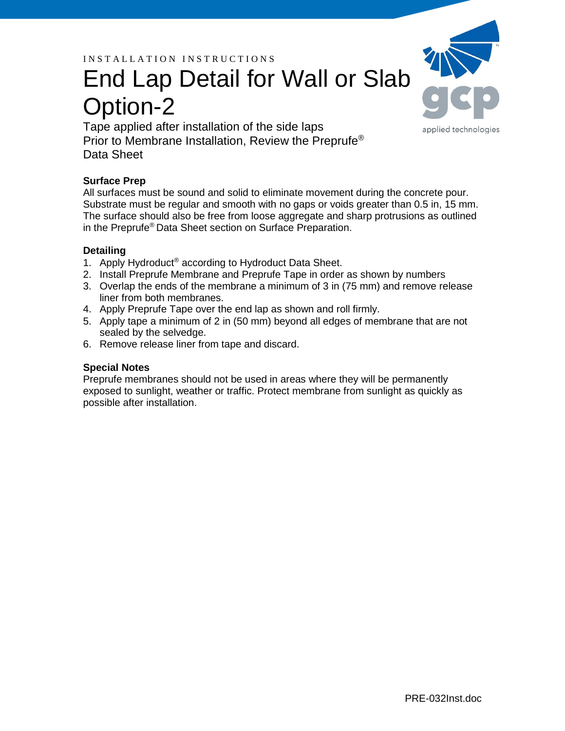INSTALLATION INSTRUCTIONS

# End Lap Detail for Wall or Slab Option-2

Tape applied after installation of the side laps
Prior to Membrane Installation, Review the Preprufe® Data Sheet

**Surface Prep**

All surfaces must be sound and solid to eliminate movement during the concrete pour. Substrate must be regular and smooth with no gaps or voids greater than 0.5 in, 15 mm. The surface should also be free from loose aggregate and sharp protrusions as outlined in the Preprufe® Data Sheet section on Surface Preparation.

**Detailing**

1. Apply Hydroduct® according to Hydroduct Data Sheet.
2. Install Preprufe Membrane and Preprufe Tape in order as shown by numbers
3. Overlap the ends of the membrane a minimum of 3 in (75 mm) and remove release liner from both membranes.
4. Apply Preprufe Tape over the end lap as shown and roll firmly.
5. Apply tape a minimum of 2 in (50 mm) beyond all edges of membrane that are not sealed by the selvedge.
6. Remove release liner from tape and discard.

**Special Notes**

Preprufe membranes should not be used in areas where they will be permanently exposed to sunlight, weather or traffic. Protect membrane from sunlight as quickly as possible after installation.

PRE-032Inst.doc